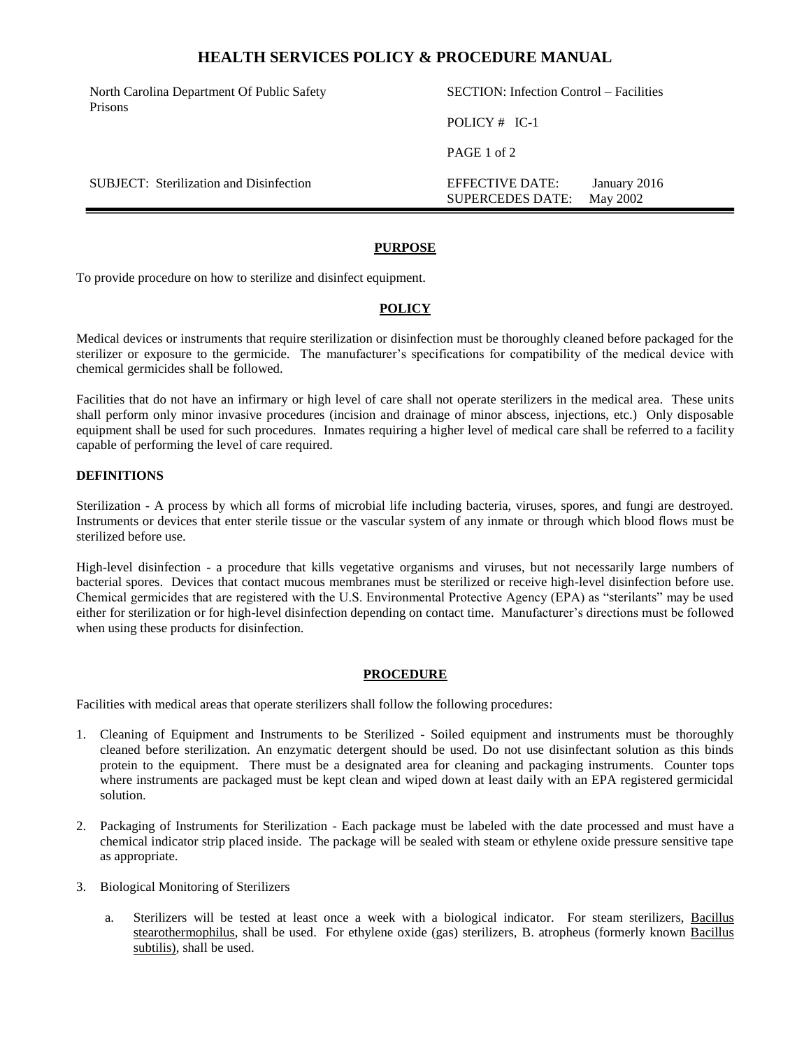# HEALTH SERVICES POLICY & PROCEDURE MANUAL

| | |
|---|---|
| North Carolina Department Of Public Safety Prisons | SECTION: Infection Control – Facilities |
| | POLICY # IC-1 |
| SUBJECT: Sterilization and Disinfection | EFFECTIVE DATE: January 2016 |
| | SUPERCEDES DATE: May 2002 |

## PURPOSE

To provide procedure on how to sterilize and disinfect equipment.

## POLICY

Medical devices or instruments that require sterilization or disinfection must be thoroughly cleaned before packaged for the sterilizer or exposure to the germicide. The manufacturer's specifications for compatibility of the medical device with chemical germicides shall be followed.

Facilities that do not have an infirmary or high level of care shall not operate sterilizers in the medical area. These units shall perform only minor invasive procedures (incision and drainage of minor abscess, injections, etc.) Only disposable equipment shall be used for such procedures. Inmates requiring a higher level of medical care shall be referred to a facility capable of performing the level of care required.

**DEFINITIONS**

Sterilization - A process by which all forms of microbial life including bacteria, viruses, spores, and fungi are destroyed. Instruments or devices that enter sterile tissue or the vascular system of any inmate or through which blood flows must be sterilized before use.

High-level disinfection - a procedure that kills vegetative organisms and viruses, but not necessarily large numbers of bacterial spores. Devices that contact mucous membranes must be sterilized or receive high-level disinfection before use. Chemical germicides that are registered with the U.S. Environmental Protective Agency (EPA) as "sterilants" may be used either for sterilization or for high-level disinfection depending on contact time. Manufacturer's directions must be followed when using these products for disinfection.

## PROCEDURE

Facilities with medical areas that operate sterilizers shall follow the following procedures:

1. Cleaning of Equipment and Instruments to be Sterilized - Soiled equipment and instruments must be thoroughly cleaned before sterilization. An enzymatic detergent should be used. Do not use disinfectant solution as this binds protein to the equipment. There must be a designated area for cleaning and packaging instruments. Counter tops where instruments are packaged must be kept clean and wiped down at least daily with an EPA registered germicidal solution.

2. Packaging of Instruments for Sterilization - Each package must be labeled with the date processed and must have a chemical indicator strip placed inside. The package will be sealed with steam or ethylene oxide pressure sensitive tape as appropriate.

3. Biological Monitoring of Sterilizers

   a. Sterilizers will be tested at least once a week with a biological indicator. For steam sterilizers, Bacillus stearothermophilus, shall be used. For ethylene oxide (gas) sterilizers, B. atropheus (formerly known Bacillus subtilis), shall be used.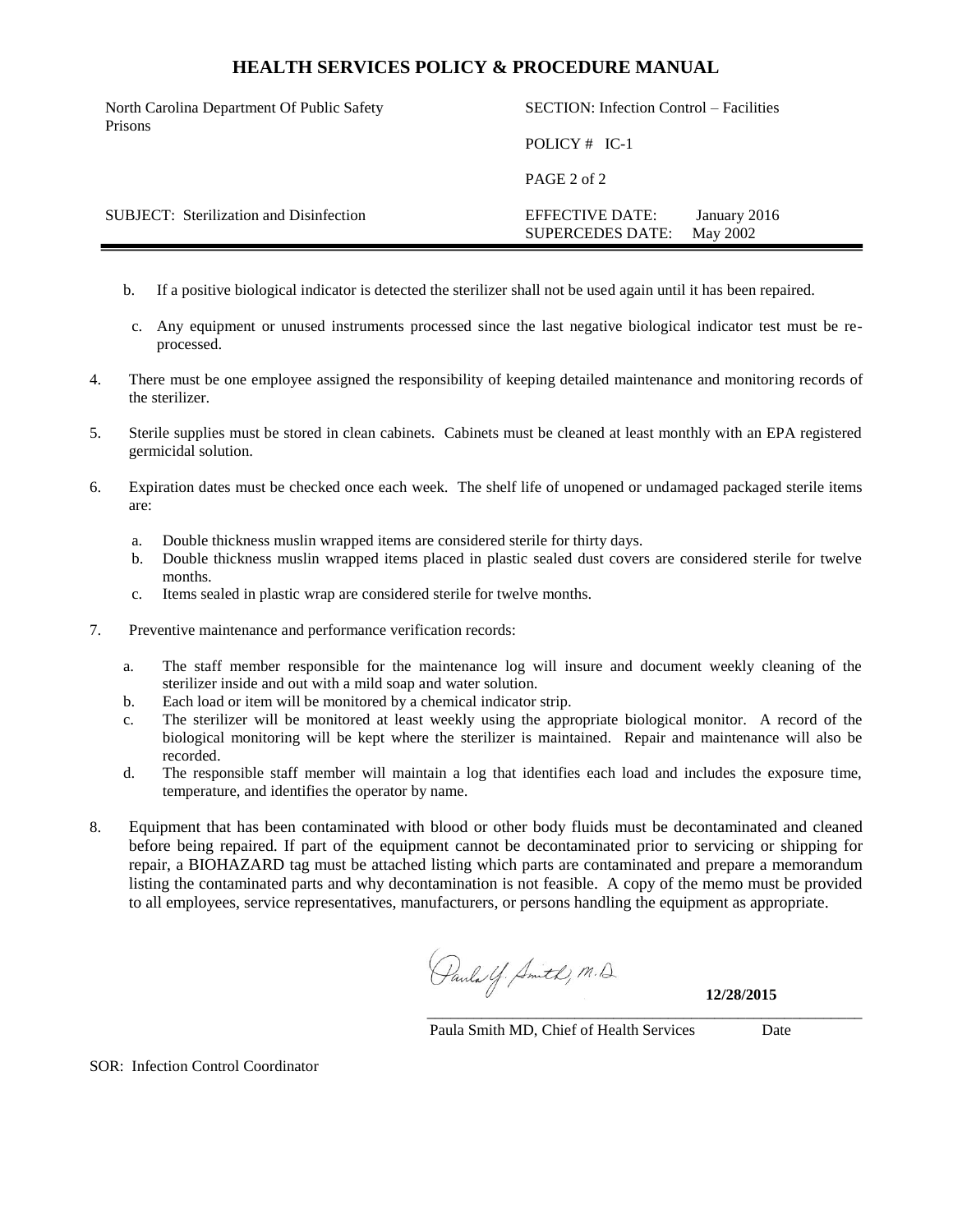b. If a positive biological indicator is detected the sterilizer shall not be used again until it has been repaired.

c. Any equipment or unused instruments processed since the last negative biological indicator test must be re-processed.

4. There must be one employee assigned the responsibility of keeping detailed maintenance and monitoring records of the sterilizer.

5. Sterile supplies must be stored in clean cabinets. Cabinets must be cleaned at least monthly with an EPA registered germicidal solution.

6. Expiration dates must be checked once each week. The shelf life of unopened or undamaged packaged sterile items are:

   a. Double thickness muslin wrapped items are considered sterile for thirty days.
   b. Double thickness muslin wrapped items placed in plastic sealed dust covers are considered sterile for twelve months.
   c. Items sealed in plastic wrap are considered sterile for twelve months.

7. Preventive maintenance and performance verification records:

   a. The staff member responsible for the maintenance log will insure and document weekly cleaning of the sterilizer inside and out with a mild soap and water solution.
   b. Each load or item will be monitored by a chemical indicator strip.
   c. The sterilizer will be monitored at least weekly using the appropriate biological monitor. A record of the biological monitoring will be kept where the sterilizer is maintained. Repair and maintenance will also be recorded.
   d. The responsible staff member will maintain a log that identifies each load and includes the exposure time, temperature, and identifies the operator by name.

8. Equipment that has been contaminated with blood or other body fluids must be decontaminated and cleaned before being repaired. If part of the equipment cannot be decontaminated prior to servicing or shipping for repair, a BIOHAZARD tag must be attached listing which parts are contaminated and prepare a memorandum listing the contaminated parts and why decontamination is not feasible. A copy of the memo must be provided to all employees, service representatives, manufacturers, or persons handling the equipment as appropriate.

Paula Y. Smith, M.D. **12/28/2015**

Paula Smith MD, Chief of Health Services Date

SOR: Infection Control Coordinator